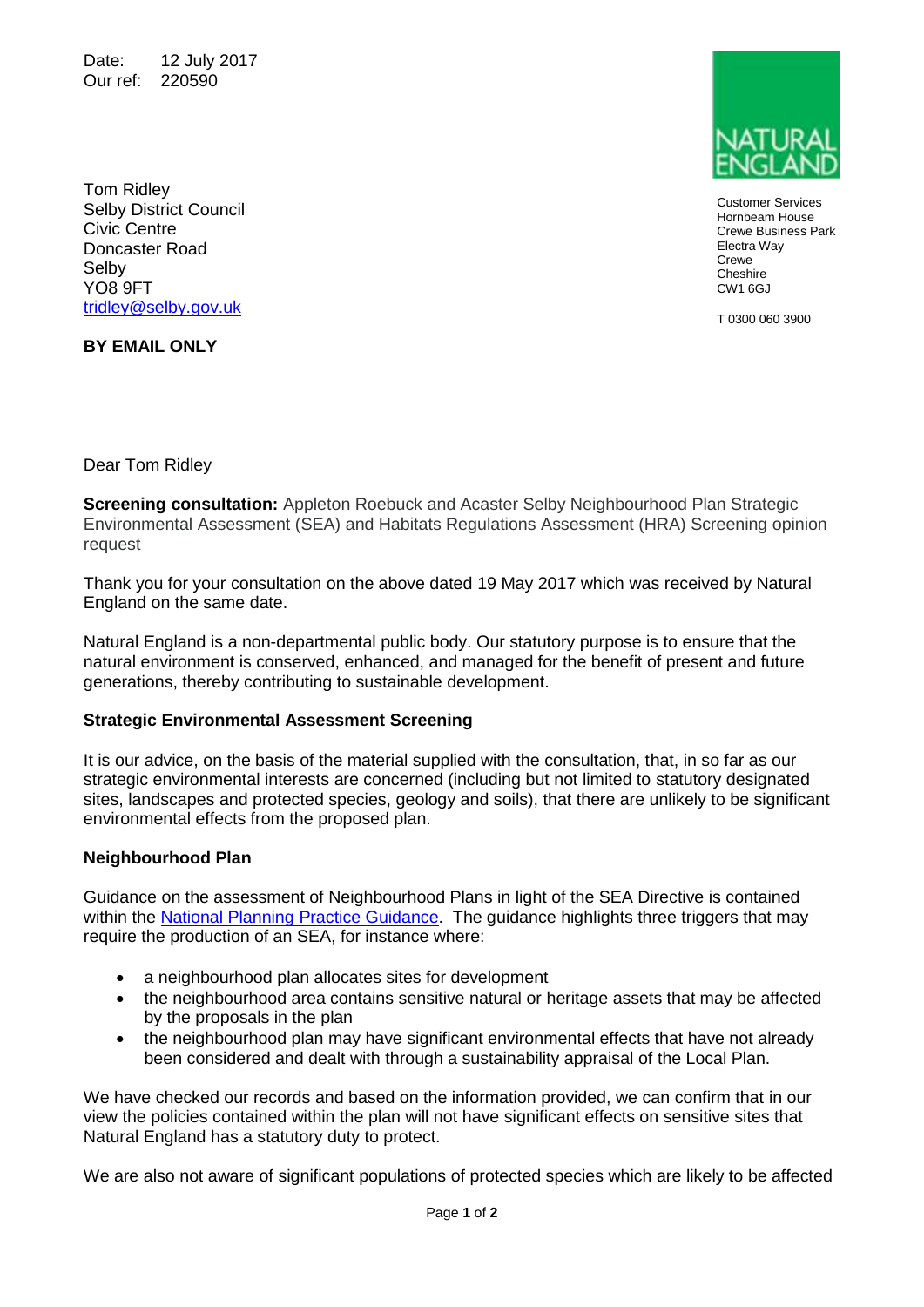Date: 12 July 2017
Our ref: 220590

Tom Ridley
Selby District Council
Civic Centre
Doncaster Road
Selby
YO8 9FT
tridley@selby.gov.uk

NATURAL ENGLAND

Customer Services
Hornbeam House
Crewe Business Park
Electra Way
Crewe
Cheshire
CW1 6GJ

T 0300 060 3900

**BY EMAIL ONLY**

Dear Tom Ridley

**Screening consultation:** Appleton Roebuck and Acaster Selby Neighbourhood Plan Strategic Environmental Assessment (SEA) and Habitats Regulations Assessment (HRA) Screening opinion request

Thank you for your consultation on the above dated 19 May 2017 which was received by Natural England on the same date.

Natural England is a non-departmental public body. Our statutory purpose is to ensure that the natural environment is conserved, enhanced, and managed for the benefit of present and future generations, thereby contributing to sustainable development.

**Strategic Environmental Assessment Screening**

It is our advice, on the basis of the material supplied with the consultation, that, in so far as our strategic environmental interests are concerned (including but not limited to statutory designated sites, landscapes and protected species, geology and soils), that there are unlikely to be significant environmental effects from the proposed plan.

**Neighbourhood Plan**

Guidance on the assessment of Neighbourhood Plans in light of the SEA Directive is contained within the National Planning Practice Guidance. The guidance highlights three triggers that may require the production of an SEA, for instance where:

- a neighbourhood plan allocates sites for development
- the neighbourhood area contains sensitive natural or heritage assets that may be affected by the proposals in the plan
- the neighbourhood plan may have significant environmental effects that have not already been considered and dealt with through a sustainability appraisal of the Local Plan.

We have checked our records and based on the information provided, we can confirm that in our view the policies contained within the plan will not have significant effects on sensitive sites that Natural England has a statutory duty to protect.

We are also not aware of significant populations of protected species which are likely to be affected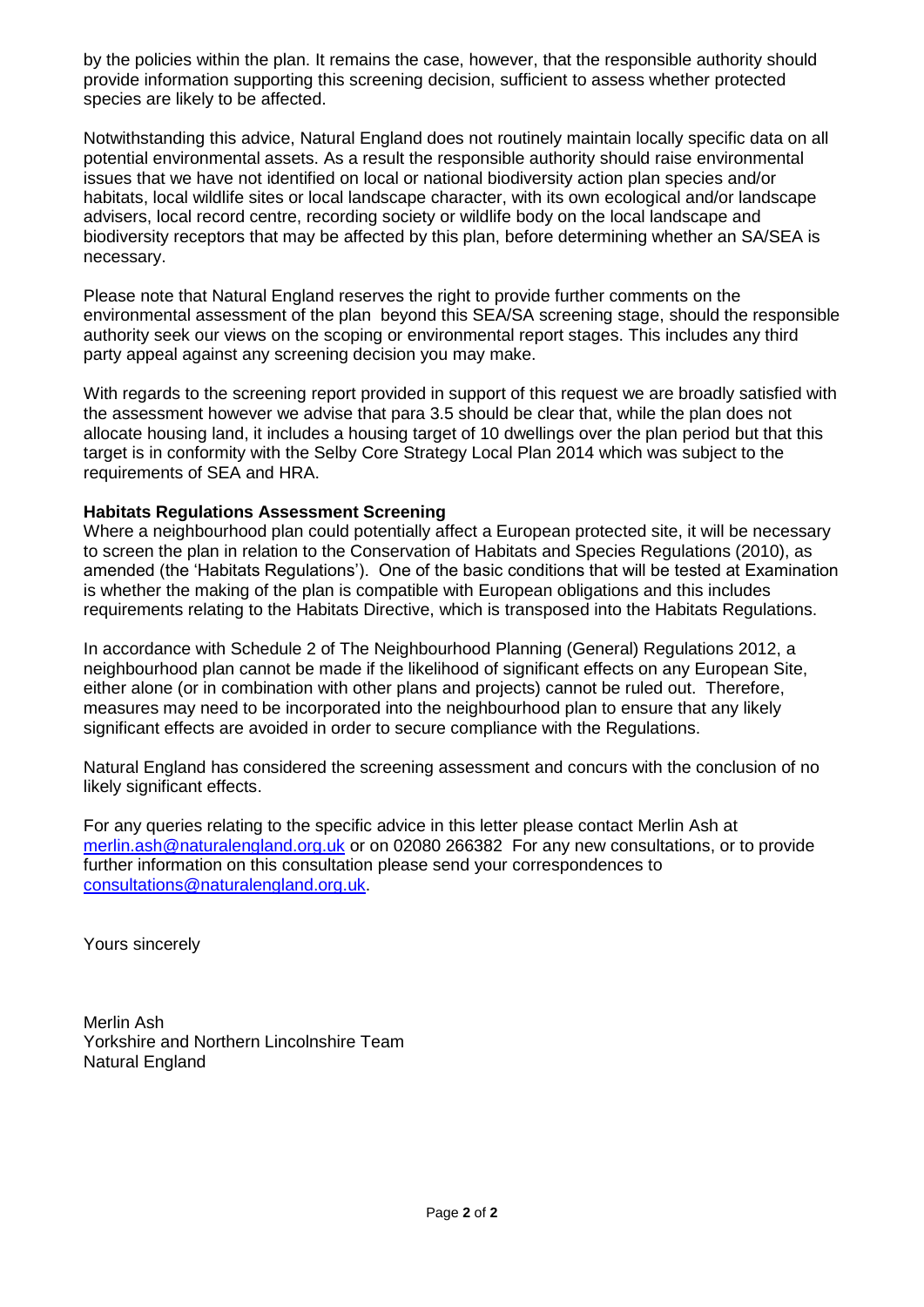by the policies within the plan. It remains the case, however, that the responsible authority should provide information supporting this screening decision, sufficient to assess whether protected species are likely to be affected.

Notwithstanding this advice, Natural England does not routinely maintain locally specific data on all potential environmental assets. As a result the responsible authority should raise environmental issues that we have not identified on local or national biodiversity action plan species and/or habitats, local wildlife sites or local landscape character, with its own ecological and/or landscape advisers, local record centre, recording society or wildlife body on the local landscape and biodiversity receptors that may be affected by this plan, before determining whether an SA/SEA is necessary.

Please note that Natural England reserves the right to provide further comments on the environmental assessment of the plan beyond this SEA/SA screening stage, should the responsible authority seek our views on the scoping or environmental report stages. This includes any third party appeal against any screening decision you may make.

With regards to the screening report provided in support of this request we are broadly satisfied with the assessment however we advise that para 3.5 should be clear that, while the plan does not allocate housing land, it includes a housing target of 10 dwellings over the plan period but that this target is in conformity with the Selby Core Strategy Local Plan 2014 which was subject to the requirements of SEA and HRA.

**Habitats Regulations Assessment Screening**

Where a neighbourhood plan could potentially affect a European protected site, it will be necessary to screen the plan in relation to the Conservation of Habitats and Species Regulations (2010), as amended (the 'Habitats Regulations'). One of the basic conditions that will be tested at Examination is whether the making of the plan is compatible with European obligations and this includes requirements relating to the Habitats Directive, which is transposed into the Habitats Regulations.

In accordance with Schedule 2 of The Neighbourhood Planning (General) Regulations 2012, a neighbourhood plan cannot be made if the likelihood of significant effects on any European Site, either alone (or in combination with other plans and projects) cannot be ruled out. Therefore, measures may need to be incorporated into the neighbourhood plan to ensure that any likely significant effects are avoided in order to secure compliance with the Regulations.

Natural England has considered the screening assessment and concurs with the conclusion of no likely significant effects.

For any queries relating to the specific advice in this letter please contact Merlin Ash at merlin.ash@naturalengland.org.uk or on 02080 266382 For any new consultations, or to provide further information on this consultation please send your correspondences to consultations@naturalengland.org.uk.

Yours sincerely

Merlin Ash
Yorkshire and Northern Lincolnshire Team
Natural England